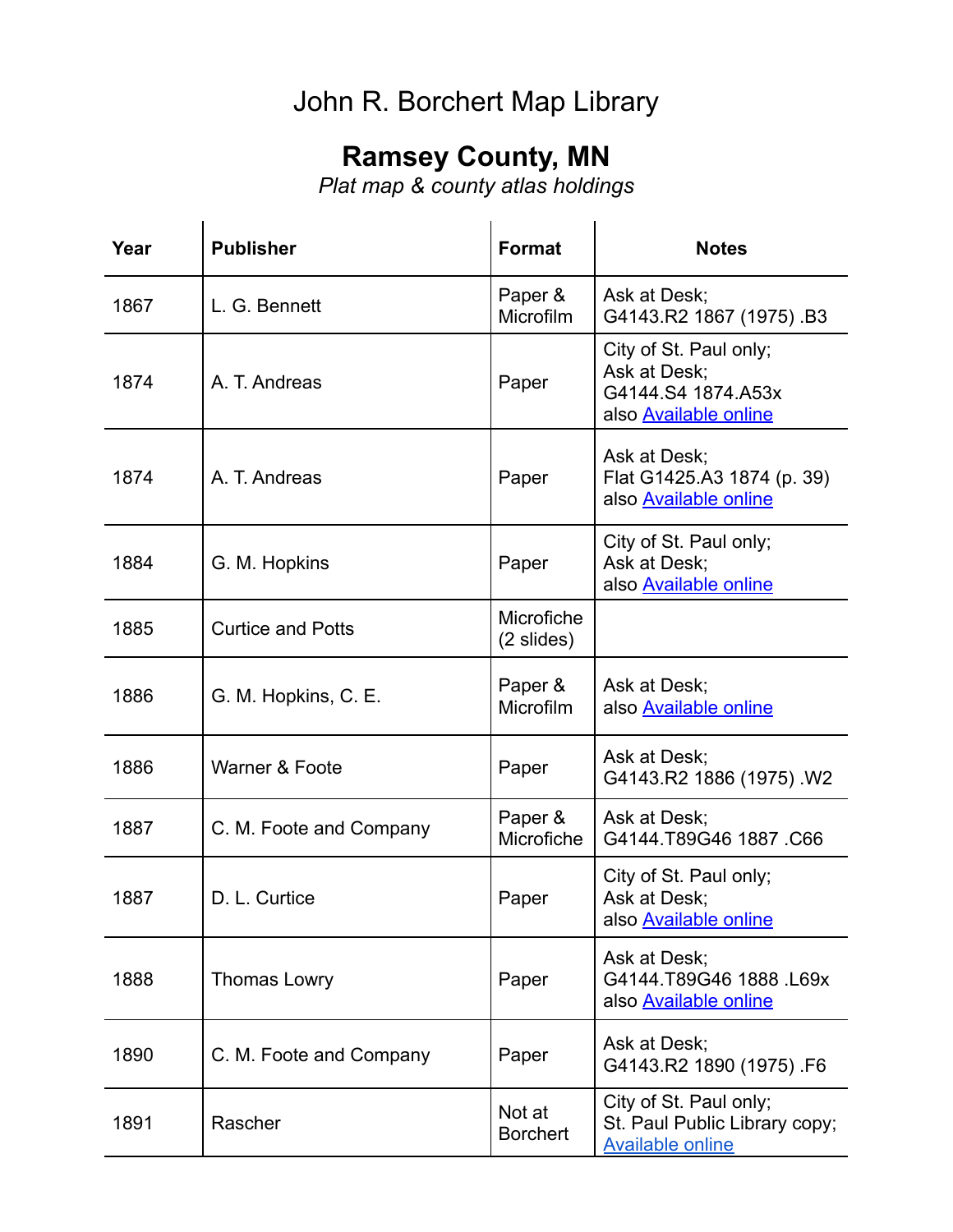# John R. Borchert Map Library

## Ramsey County, MN

*Plat map & county atlas holdings*

| Year | Publisher | Format | Notes |
|---|---|---|---|
| 1867 | L. G. Bennett | Paper & Microfilm | Ask at Desk; G4143.R2 1867 (1975) .B3 |
| 1874 | A. T. Andreas | Paper | City of St. Paul only; Ask at Desk; G4144.S4 1874.A53x also Available online |
| 1874 | A. T. Andreas | Paper | Ask at Desk; Flat G1425.A3 1874 (p. 39) also Available online |
| 1884 | G. M. Hopkins | Paper | City of St. Paul only; Ask at Desk; also Available online |
| 1885 | Curtice and Potts | Microfiche (2 slides) | |
| 1886 | G. M. Hopkins, C. E. | Paper & Microfilm | Ask at Desk; also Available online |
| 1886 | Warner & Foote | Paper | Ask at Desk; G4143.R2 1886 (1975) .W2 |
| 1887 | C. M. Foote and Company | Paper & Microfiche | Ask at Desk; G4144.T89G46 1887 .C66 |
| 1887 | D. L. Curtice | Paper | City of St. Paul only; Ask at Desk; also Available online |
| 1888 | Thomas Lowry | Paper | Ask at Desk; G4144.T89G46 1888 .L69x also Available online |
| 1890 | C. M. Foote and Company | Paper | Ask at Desk; G4143.R2 1890 (1975) .F6 |
| 1891 | Rascher | Not at Borchert | City of St. Paul only; St. Paul Public Library copy; Available online |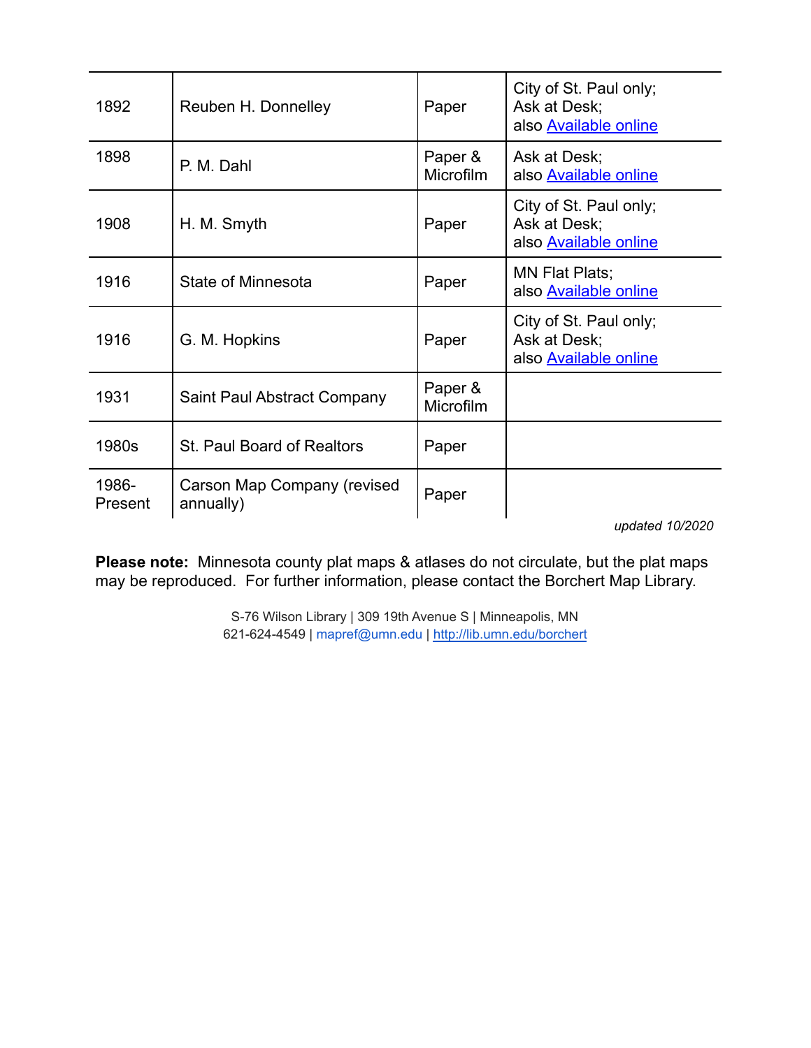| | | | |
|---|---|---|---|
| 1892 | Reuben H. Donnelley | Paper | City of St. Paul only; Ask at Desk; also Available online |
| 1898 | P. M. Dahl | Paper & Microfilm | Ask at Desk; also Available online |
| 1908 | H. M. Smyth | Paper | City of St. Paul only; Ask at Desk; also Available online |
| 1916 | State of Minnesota | Paper | MN Flat Plats; also Available online |
| 1916 | G. M. Hopkins | Paper | City of St. Paul only; Ask at Desk; also Available online |
| 1931 | Saint Paul Abstract Company | Paper & Microfilm | |
| 1980s | St. Paul Board of Realtors | Paper | |
| 1986-Present | Carson Map Company (revised annually) | Paper | |

*updated 10/2020*

**Please note:** Minnesota county plat maps & atlases do not circulate, but the plat maps may be reproduced. For further information, please contact the Borchert Map Library.

S-76 Wilson Library | 309 19th Avenue S | Minneapolis, MN
621-624-4549 | mapref@umn.edu | http://lib.umn.edu/borchert